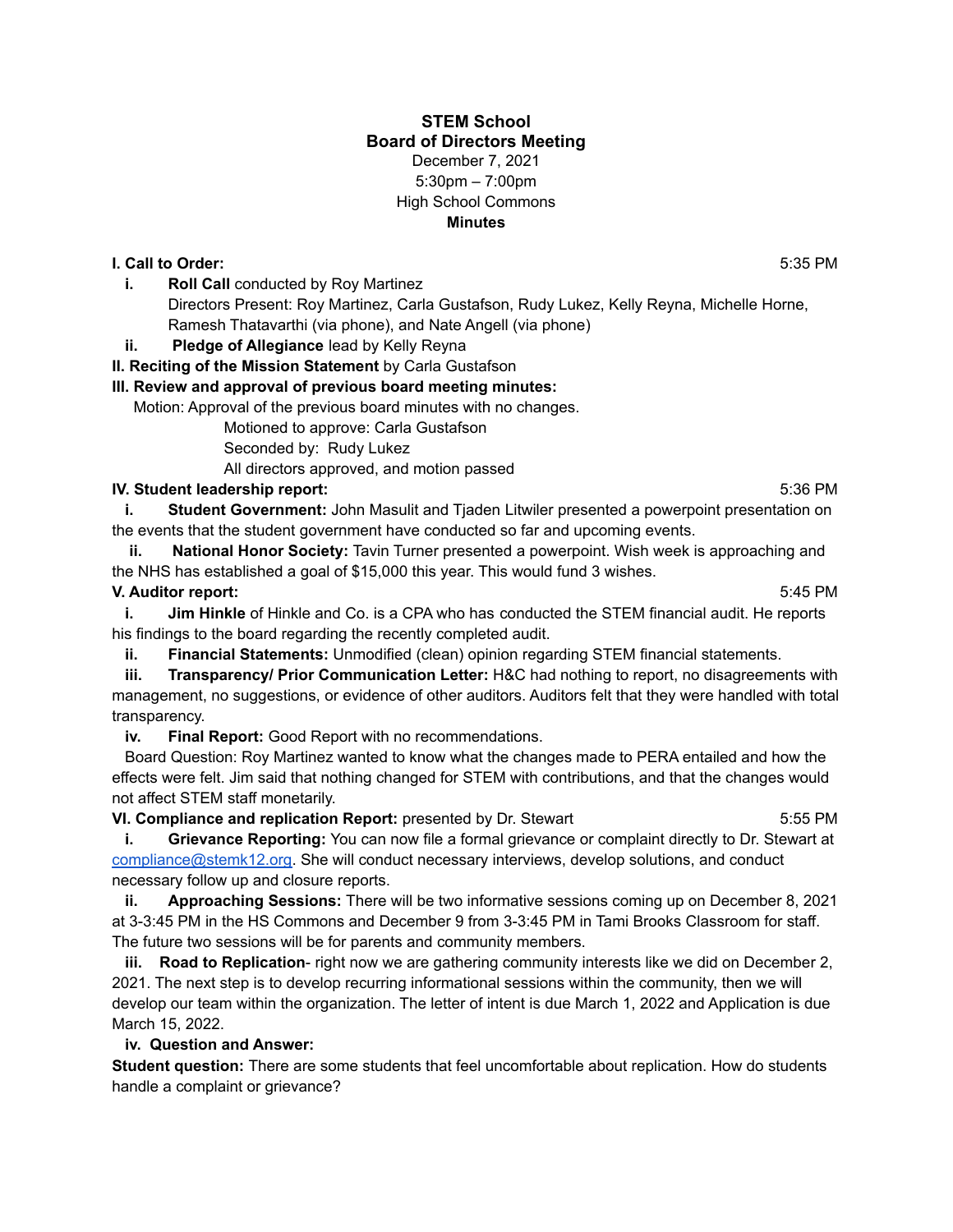# STEM School
## Board of Directors Meeting

December 7, 2021
5:30pm – 7:00pm
High School Commons

**Minutes**

**I. Call to Order:** 5:35 PM

**i. Roll Call** conducted by Roy Martinez
Directors Present: Roy Martinez, Carla Gustafson, Rudy Lukez, Kelly Reyna, Michelle Horne, Ramesh Thatavarthi (via phone), and Nate Angell (via phone)

**ii. Pledge of Allegiance** lead by Kelly Reyna

**II. Reciting of the Mission Statement** by Carla Gustafson

**III. Review and approval of previous board meeting minutes:**

Motion: Approval of the previous board minutes with no changes.
Motioned to approve: Carla Gustafson
Seconded by: Rudy Lukez
All directors approved, and motion passed

**IV. Student leadership report:** 5:36 PM

**i. Student Government:** John Masulit and Tjaden Litwiler presented a powerpoint presentation on the events that the student government have conducted so far and upcoming events.

**ii. National Honor Society:** Tavin Turner presented a powerpoint. Wish week is approaching and the NHS has established a goal of $15,000 this year. This would fund 3 wishes.

**V. Auditor report:** 5:45 PM

**i. Jim Hinkle** of Hinkle and Co. is a CPA who has conducted the STEM financial audit. He reports his findings to the board regarding the recently completed audit.

**ii. Financial Statements:** Unmodified (clean) opinion regarding STEM financial statements.

**iii. Transparency/ Prior Communication Letter:** H&C had nothing to report, no disagreements with management, no suggestions, or evidence of other auditors. Auditors felt that they were handled with total transparency.

**iv. Final Report:** Good Report with no recommendations.

Board Question: Roy Martinez wanted to know what the changes made to PERA entailed and how the effects were felt. Jim said that nothing changed for STEM with contributions, and that the changes would not affect STEM staff monetarily.

**VI. Compliance and replication Report:** presented by Dr. Stewart 5:55 PM

**i. Grievance Reporting:** You can now file a formal grievance or complaint directly to Dr. Stewart at compliance@stemk12.org. She will conduct necessary interviews, develop solutions, and conduct necessary follow up and closure reports.

**ii. Approaching Sessions:** There will be two informative sessions coming up on December 8, 2021 at 3-3:45 PM in the HS Commons and December 9 from 3-3:45 PM in Tami Brooks Classroom for staff. The future two sessions will be for parents and community members.

**iii. Road to Replication**- right now we are gathering community interests like we did on December 2, 2021. The next step is to develop recurring informational sessions within the community, then we will develop our team within the organization. The letter of intent is due March 1, 2022 and Application is due March 15, 2022.

**iv. Question and Answer:**

**Student question:** There are some students that feel uncomfortable about replication. How do students handle a complaint or grievance?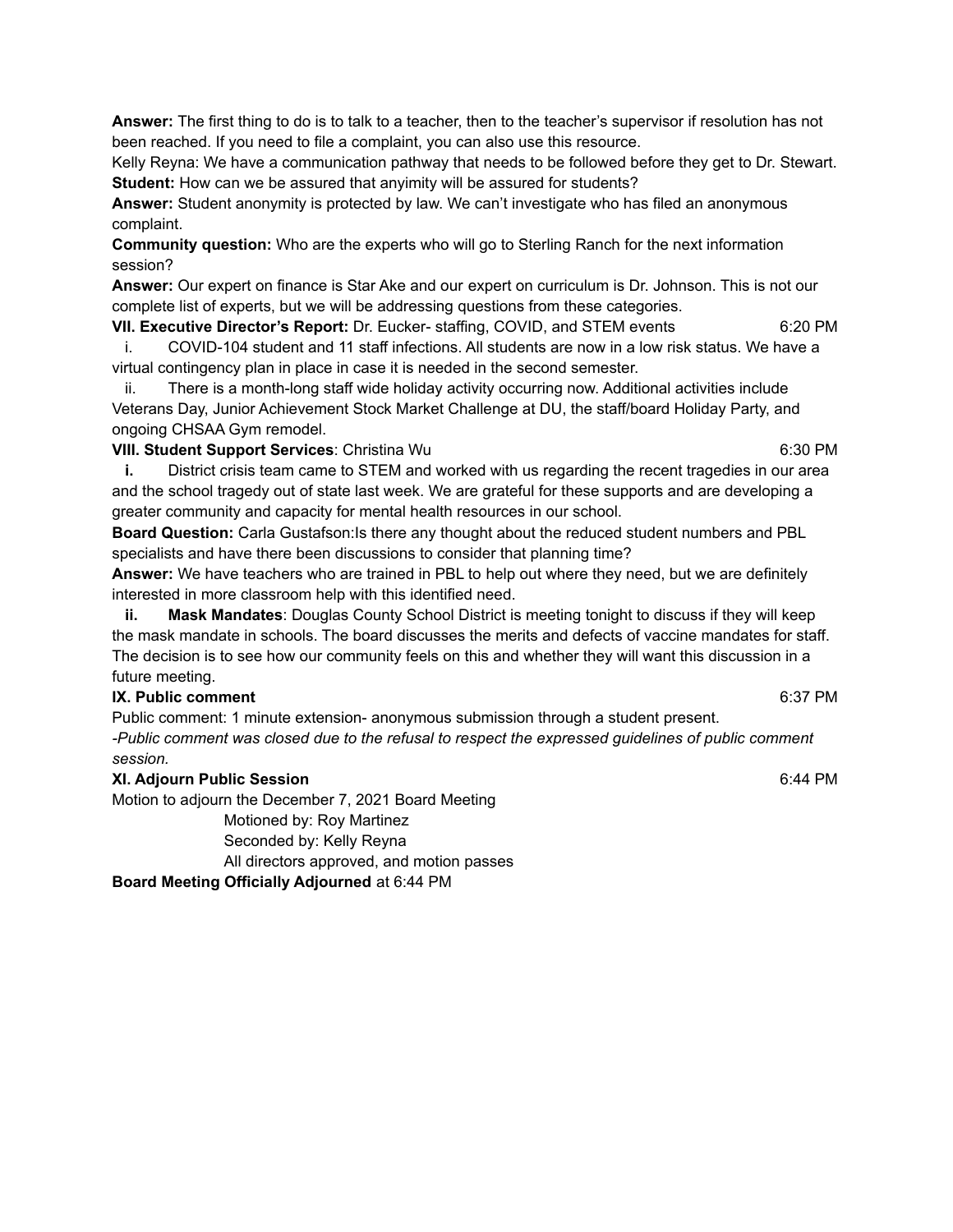**Answer:** The first thing to do is to talk to a teacher, then to the teacher's supervisor if resolution has not been reached. If you need to file a complaint, you can also use this resource.

Kelly Reyna: We have a communication pathway that needs to be followed before they get to Dr. Stewart.

**Student:** How can we be assured that anyimity will be assured for students?

**Answer:** Student anonymity is protected by law. We can't investigate who has filed an anonymous complaint.

**Community question:** Who are the experts who will go to Sterling Ranch for the next information session?

**Answer:** Our expert on finance is Star Ake and our expert on curriculum is Dr. Johnson. This is not our complete list of experts, but we will be addressing questions from these categories.

**VII. Executive Director's Report:** Dr. Eucker- staffing, COVID, and STEM events 6:20 PM

i. COVID-104 student and 11 staff infections. All students are now in a low risk status. We have a virtual contingency plan in place in case it is needed in the second semester.

ii. There is a month-long staff wide holiday activity occurring now. Additional activities include Veterans Day, Junior Achievement Stock Market Challenge at DU, the staff/board Holiday Party, and ongoing CHSAA Gym remodel.

**VIII. Student Support Services**: Christina Wu 6:30 PM

**i.** District crisis team came to STEM and worked with us regarding the recent tragedies in our area and the school tragedy out of state last week. We are grateful for these supports and are developing a greater community and capacity for mental health resources in our school.

**Board Question:** Carla Gustafson:Is there any thought about the reduced student numbers and PBL specialists and have there been discussions to consider that planning time?

**Answer:** We have teachers who are trained in PBL to help out where they need, but we are definitely interested in more classroom help with this identified need.

**ii. Mask Mandates**: Douglas County School District is meeting tonight to discuss if they will keep the mask mandate in schools. The board discusses the merits and defects of vaccine mandates for staff. The decision is to see how our community feels on this and whether they will want this discussion in a future meeting.

**IX. Public comment** 6:37 PM

Public comment: 1 minute extension- anonymous submission through a student present.

*-Public comment was closed due to the refusal to respect the expressed guidelines of public comment session.*

**XI. Adjourn Public Session** 6:44 PM

Motion to adjourn the December 7, 2021 Board Meeting

Motioned by: Roy Martinez

Seconded by: Kelly Reyna

All directors approved, and motion passes

**Board Meeting Officially Adjourned** at 6:44 PM